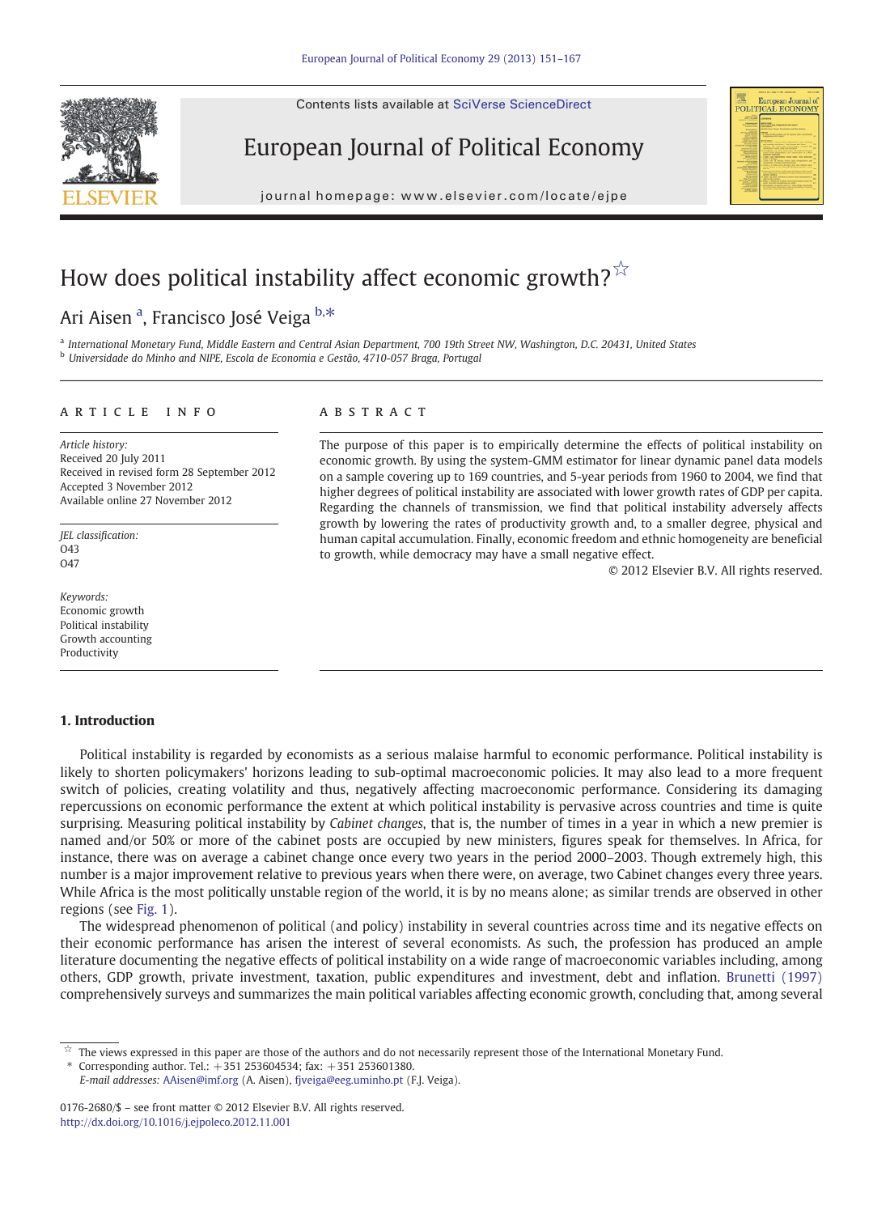# How does political instability affect economic growth?[☆]

Ari Aisen [a], Francisco José Veiga [b,*]

[a] International Monetary Fund, Middle Eastern and Central Asian Department, 700 19th Street NW, Washington, D.C. 20431, United States
[b] Universidade do Minho and NIPE, Escola de Economia e Gestão, 4710-057 Braga, Portugal

## ARTICLE INFO

*Article history:*
Received 20 July 2011
Received in revised form 28 September 2012
Accepted 3 November 2012
Available online 27 November 2012

*JEL classification:*
O43
O47

*Keywords:*
Economic growth
Political instability
Growth accounting
Productivity

## ABSTRACT

The purpose of this paper is to empirically determine the effects of political instability on economic growth. By using the system-GMM estimator for linear dynamic panel data models on a sample covering up to 169 countries, and 5-year periods from 1960 to 2004, we find that higher degrees of political instability are associated with lower growth rates of GDP per capita. Regarding the channels of transmission, we find that political instability adversely affects growth by lowering the rates of productivity growth and, to a smaller degree, physical and human capital accumulation. Finally, economic freedom and ethnic homogeneity are beneficial to growth, while democracy may have a small negative effect.

© 2012 Elsevier B.V. All rights reserved.

## 1. Introduction

Political instability is regarded by economists as a serious malaise harmful to economic performance. Political instability is likely to shorten policymakers' horizons leading to sub-optimal macroeconomic policies. It may also lead to a more frequent switch of policies, creating volatility and thus, negatively affecting macroeconomic performance. Considering its damaging repercussions on economic performance the extent at which political instability is pervasive across countries and time is quite surprising. Measuring political instability by *Cabinet changes*, that is, the number of times in a year in which a new premier is named and/or 50% or more of the cabinet posts are occupied by new ministers, figures speak for themselves. In Africa, for instance, there was on average a cabinet change once every two years in the period 2000–2003. Though extremely high, this number is a major improvement relative to previous years when there were, on average, two Cabinet changes every three years. While Africa is the most politically unstable region of the world, it is by no means alone; as similar trends are observed in other regions (see Fig. 1).

The widespread phenomenon of political (and policy) instability in several countries across time and its negative effects on their economic performance has arisen the interest of several economists. As such, the profession has produced an ample literature documenting the negative effects of political instability on a wide range of macroeconomic variables including, among others, GDP growth, private investment, taxation, public expenditures and investment, debt and inflation. Brunetti (1997) comprehensively surveys and summarizes the main political variables affecting economic growth, concluding that, among several

---

☆ The views expressed in this paper are those of the authors and do not necessarily represent those of the International Monetary Fund.
\* Corresponding author. Tel.: +351 253604534; fax: +351 253601380.
E-mail addresses: AAisen@imf.org (A. Aisen), fjveiga@eeg.uminho.pt (F.J. Veiga).

0176-2680/$ – see front matter © 2012 Elsevier B.V. All rights reserved.
http://dx.doi.org/10.1016/j.ejpoleco.2012.11.001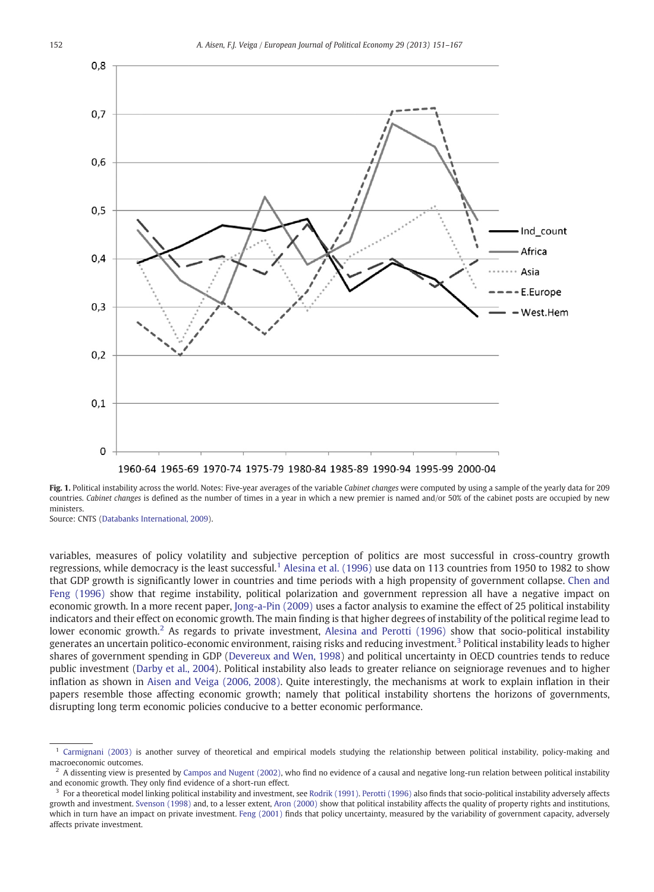**Fig. 1.** Political instability across the world. Notes: Five-year averages of the variable *Cabinet changes* were computed by using a sample of the yearly data for 209 countries. *Cabinet changes* is defined as the number of times in a year in which a new premier is named and/or 50% of the cabinet posts are occupied by new ministers.
Source: CNTS (Databanks International, 2009).

variables, measures of policy volatility and subjective perception of politics are most successful in cross-country growth regressions, while democracy is the least successful.[1] Alesina et al. (1996) use data on 113 countries from 1950 to 1982 to show that GDP growth is significantly lower in countries and time periods with a high propensity of government collapse. Chen and Feng (1996) show that regime instability, political polarization and government repression all have a negative impact on economic growth. In a more recent paper, Jong-a-Pin (2009) uses a factor analysis to examine the effect of 25 political instability indicators and their effect on economic growth. The main finding is that higher degrees of instability of the political regime lead to lower economic growth.[2] As regards to private investment, Alesina and Perotti (1996) show that socio-political instability generates an uncertain politico-economic environment, raising risks and reducing investment.[3] Political instability leads to higher shares of government spending in GDP (Devereux and Wen, 1998) and political uncertainty in OECD countries tends to reduce public investment (Darby et al., 2004). Political instability also leads to greater reliance on seigniorage revenues and to higher inflation as shown in Aisen and Veiga (2006, 2008). Quite interestingly, the mechanisms at work to explain inflation in their papers resemble those affecting economic growth; namely that political instability shortens the horizons of governments, disrupting long term economic policies conducive to a better economic performance.

[1] Carmignani (2003) is another survey of theoretical and empirical models studying the relationship between political instability, policy-making and macroeconomic outcomes.

[2] A dissenting view is presented by Campos and Nugent (2002), who find no evidence of a causal and negative long-run relation between political instability and economic growth. They only find evidence of a short-run effect.

[3] For a theoretical model linking political instability and investment, see Rodrik (1991). Perotti (1996) also finds that socio-political instability adversely affects growth and investment. Svenson (1998) and, to a lesser extent, Aron (2000) show that political instability affects the quality of property rights and institutions, which in turn have an impact on private investment. Feng (2001) finds that policy uncertainty, measured by the variability of government capacity, adversely affects private investment.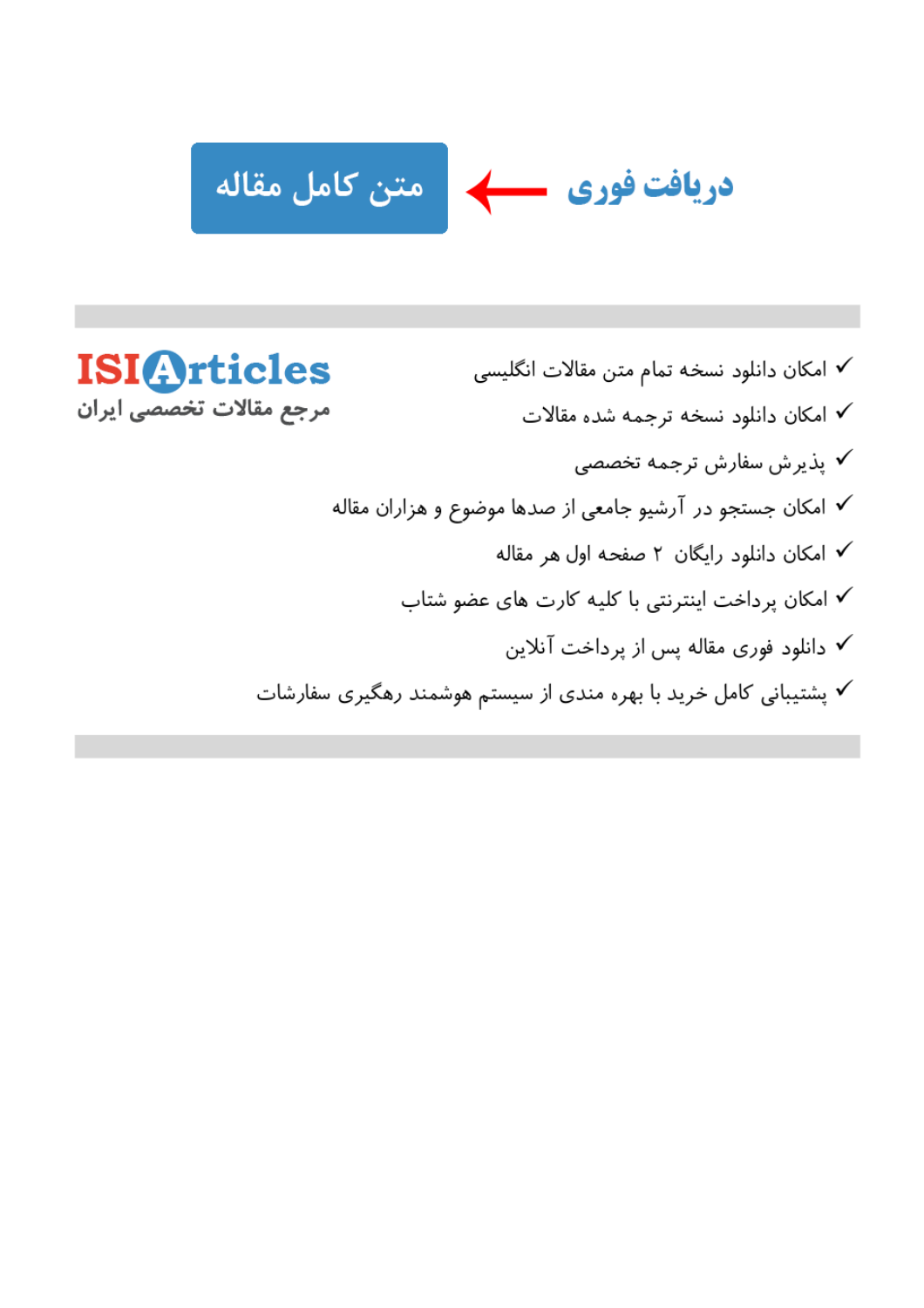**دریافت فوری** ← **متن کامل مقاله**

**ISIArticles**
مرجع مقالات تخصصی ایران

- ✓ امکان دانلود نسخه تمام متن مقالات انگلیسی
- ✓ امکان دانلود نسخه ترجمه شده مقالات
- ✓ پذیرش سفارش ترجمه تخصصی
- ✓ امکان جستجو در آرشیو جامعی از صدها موضوع و هزاران مقاله
- ✓ امکان دانلود رایگان ۲ صفحه اول هر مقاله
- ✓ امکان پرداخت اینترنتی با کلیه کارت های عضو شتاب
- ✓ دانلود فوری مقاله پس از پرداخت آنلاین
- ✓ پشتیبانی کامل خرید با بهره مندی از سیستم هوشمند رهگیری سفارشات